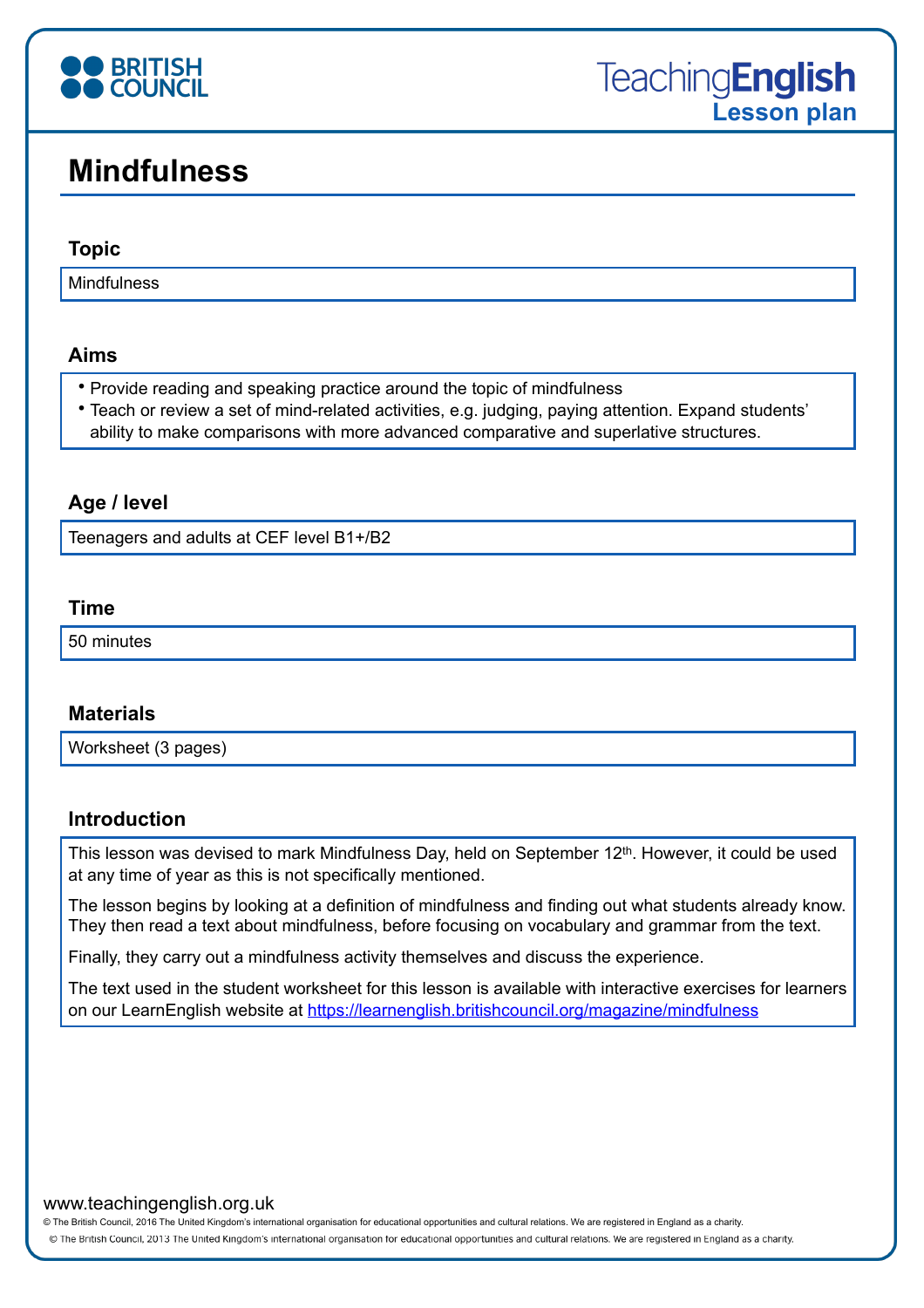# Mindfulness

## Topic

Mindfulness

## Aims

- Provide reading and speaking practice around the topic of mindfulness
- Teach or review a set of mind-related activities, e.g. judging, paying attention. Expand students' ability to make comparisons with more advanced comparative and superlative structures.

## Age / level

Teenagers and adults at CEF level B1+/B2

## Time

50 minutes

## Materials

Worksheet (3 pages)

## Introduction

This lesson was devised to mark Mindfulness Day, held on September 12th. However, it could be used at any time of year as this is not specifically mentioned.

The lesson begins by looking at a definition of mindfulness and finding out what students already know. They then read a text about mindfulness, before focusing on vocabulary and grammar from the text.

Finally, they carry out a mindfulness activity themselves and discuss the experience.

The text used in the student worksheet for this lesson is available with interactive exercises for learners on our LearnEnglish website at https://learnenglish.britishcouncil.org/magazine/mindfulness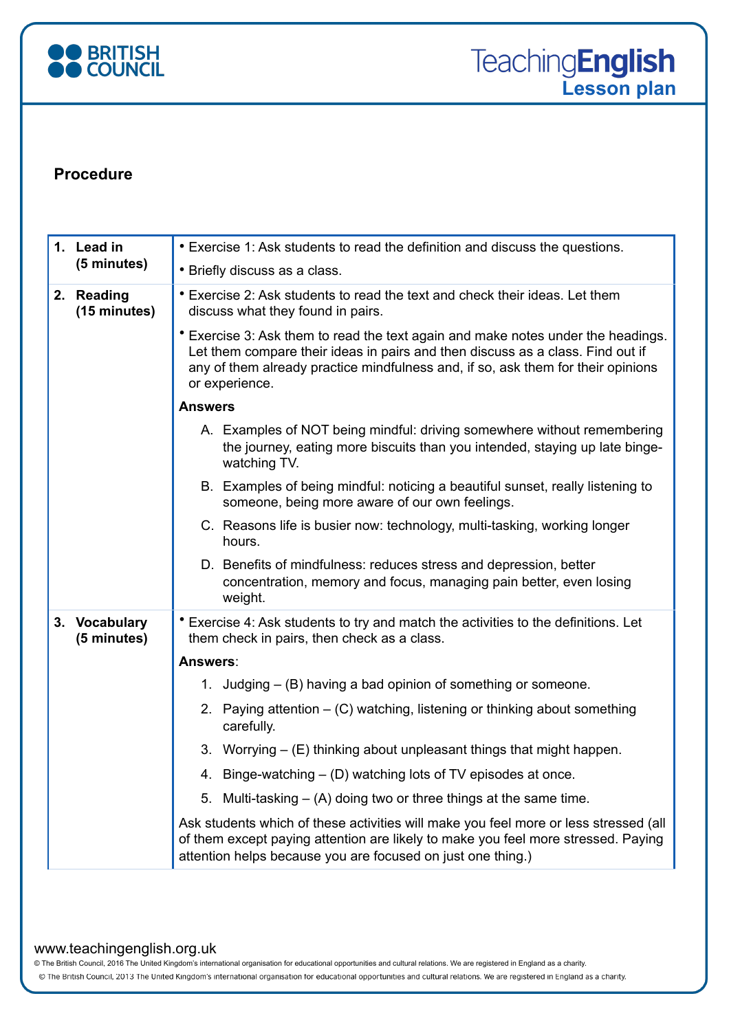## Procedure

| | |
|---|---|
| **1. Lead in (5 minutes)** | • Exercise 1: Ask students to read the definition and discuss the questions.<br>• Briefly discuss as a class. |
| **2. Reading (15 minutes)** | • Exercise 2: Ask students to read the text and check their ideas. Let them discuss what they found in pairs.<br>• Exercise 3: Ask them to read the text again and make notes under the headings. Let them compare their ideas in pairs and then discuss as a class. Find out if any of them already practice mindfulness and, if so, ask them for their opinions or experience.<br>**Answers**<br>A. Examples of NOT being mindful: driving somewhere without remembering the journey, eating more biscuits than you intended, staying up late binge-watching TV.<br>B. Examples of being mindful: noticing a beautiful sunset, really listening to someone, being more aware of our own feelings.<br>C. Reasons life is busier now: technology, multi-tasking, working longer hours.<br>D. Benefits of mindfulness: reduces stress and depression, better concentration, memory and focus, managing pain better, even losing weight. |
| **3. Vocabulary (5 minutes)** | • Exercise 4: Ask students to try and match the activities to the definitions. Let them check in pairs, then check as a class.<br>**Answers**:<br>1. Judging – (B) having a bad opinion of something or someone.<br>2. Paying attention – (C) watching, listening or thinking about something carefully.<br>3. Worrying – (E) thinking about unpleasant things that might happen.<br>4. Binge-watching – (D) watching lots of TV episodes at once.<br>5. Multi-tasking – (A) doing two or three things at the same time.<br>Ask students which of these activities will make you feel more or less stressed (all of them except paying attention are likely to make you feel more stressed. Paying attention helps because you are focused on just one thing.) |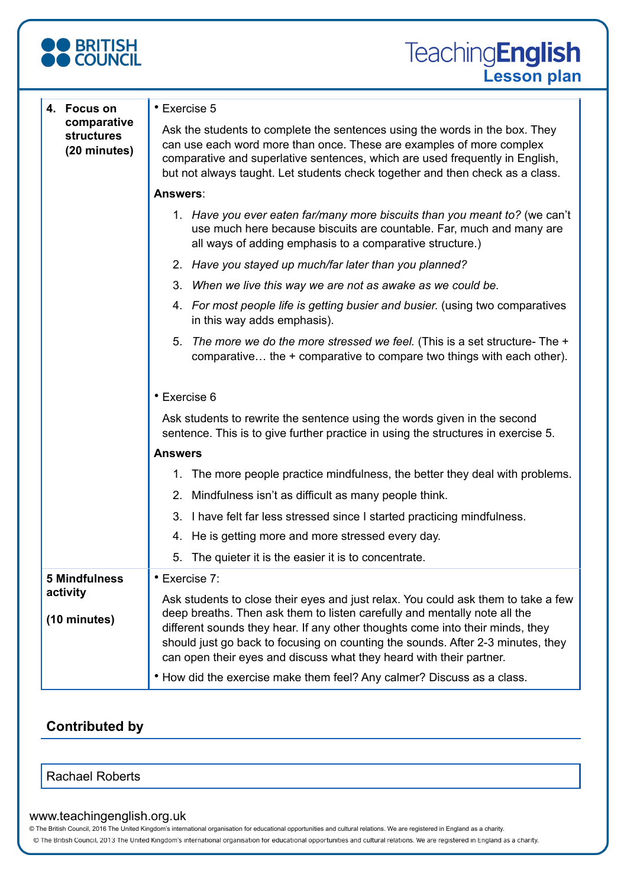| | |
|---|---|
| **4. Focus on comparative structures (20 minutes)** | • Exercise 5<br><br>Ask the students to complete the sentences using the words in the box. They can use each word more than once. These are examples of more complex comparative and superlative sentences, which are used frequently in English, but not always taught. Let students check together and then check as a class.<br><br>**Answers**:<br><br>1. *Have you ever eaten far/many more biscuits than you meant to?* (we can't use much here because biscuits are countable. Far, much and many are all ways of adding emphasis to a comparative structure.)<br>2. *Have you stayed up much/far later than you planned?*<br>3. *When we live this way we are not as awake as we could be.*<br>4. *For most people life is getting busier and busier.* (using two comparatives in this way adds emphasis).<br>5. *The more we do the more stressed we feel.* (This is a set structure- The + comparative… the + comparative to compare two things with each other).<br><br>• Exercise 6<br><br>Ask students to rewrite the sentence using the words given in the second sentence. This is to give further practice in using the structures in exercise 5.<br><br>**Answers**<br><br>1. The more people practice mindfulness, the better they deal with problems.<br>2. Mindfulness isn't as difficult as many people think.<br>3. I have felt far less stressed since I started practicing mindfulness.<br>4. He is getting more and more stressed every day.<br>5. The quieter it is the easier it is to concentrate. |
| **5 Mindfulness activity**<br><br>**(10 minutes)** | • Exercise 7:<br><br>Ask students to close their eyes and just relax. You could ask them to take a few deep breaths. Then ask them to listen carefully and mentally note all the different sounds they hear. If any other thoughts come into their minds, they should just go back to focusing on counting the sounds. After 2-3 minutes, they can open their eyes and discuss what they heard with their partner.<br><br>• How did the exercise make them feel? Any calmer? Discuss as a class. |

## Contributed by

Rachael Roberts